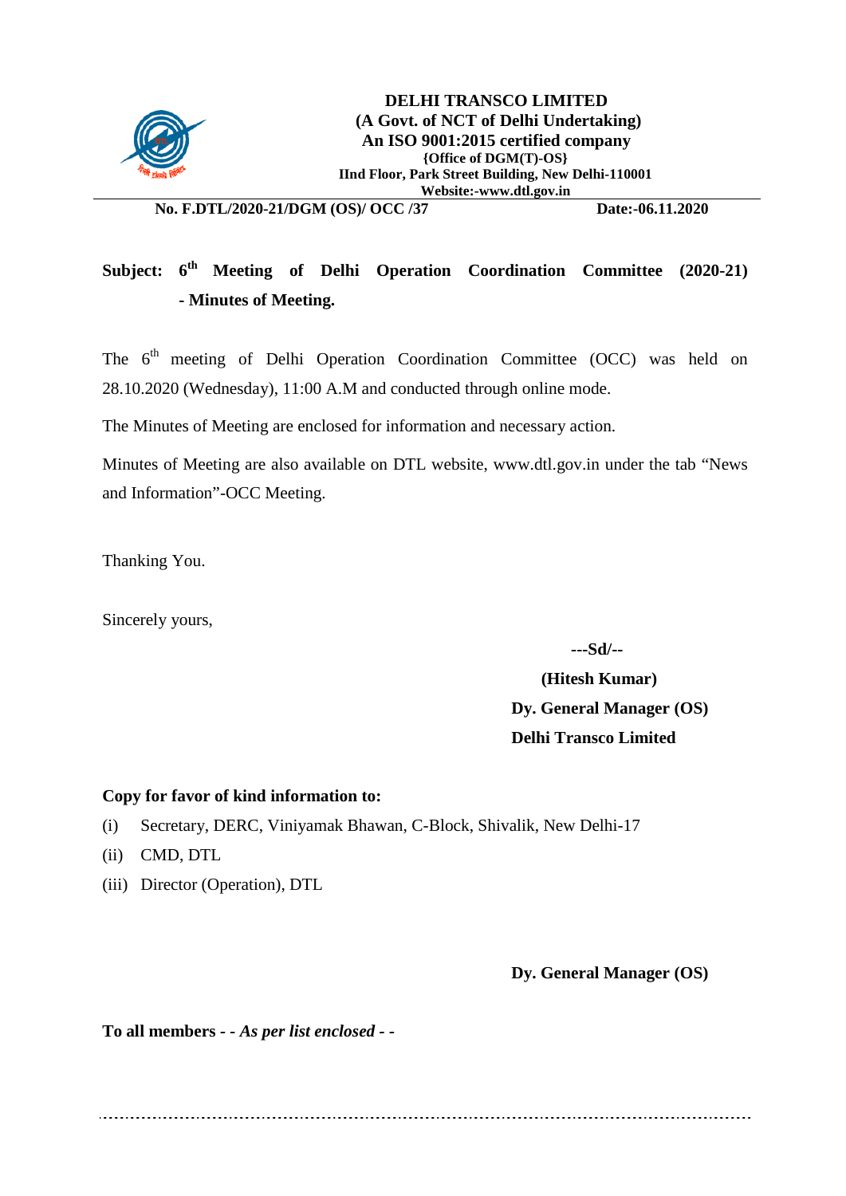**DELHI TRANSCO LIMITED**
**(A Govt. of NCT of Delhi Undertaking)**
**An ISO 9001:2015 certified company**
**{Office of DGM(T)-OS}**
**IInd Floor, Park Street Building, New Delhi-110001**
**Website:-www.dtl.gov.in**

**No. F.DTL/2020-21/DGM (OS)/ OCC /37** **Date:-06.11.2020**

**Subject: 6th Meeting of Delhi Operation Coordination Committee (2020-21) - Minutes of Meeting.**

The 6th meeting of Delhi Operation Coordination Committee (OCC) was held on 28.10.2020 (Wednesday), 11:00 A.M and conducted through online mode.

The Minutes of Meeting are enclosed for information and necessary action.

Minutes of Meeting are also available on DTL website, www.dtl.gov.in under the tab "News and Information"-OCC Meeting.

Thanking You.

Sincerely yours,

**---Sd/--**

**(Hitesh Kumar)**
**Dy. General Manager (OS)**
**Delhi Transco Limited**

**Copy for favor of kind information to:**

(i) Secretary, DERC, Viniyamak Bhawan, C-Block, Shivalik, New Delhi-17
(ii) CMD, DTL
(iii) Director (Operation), DTL

**Dy. General Manager (OS)**

**To all members - -** ***As per list enclosed*** **- -**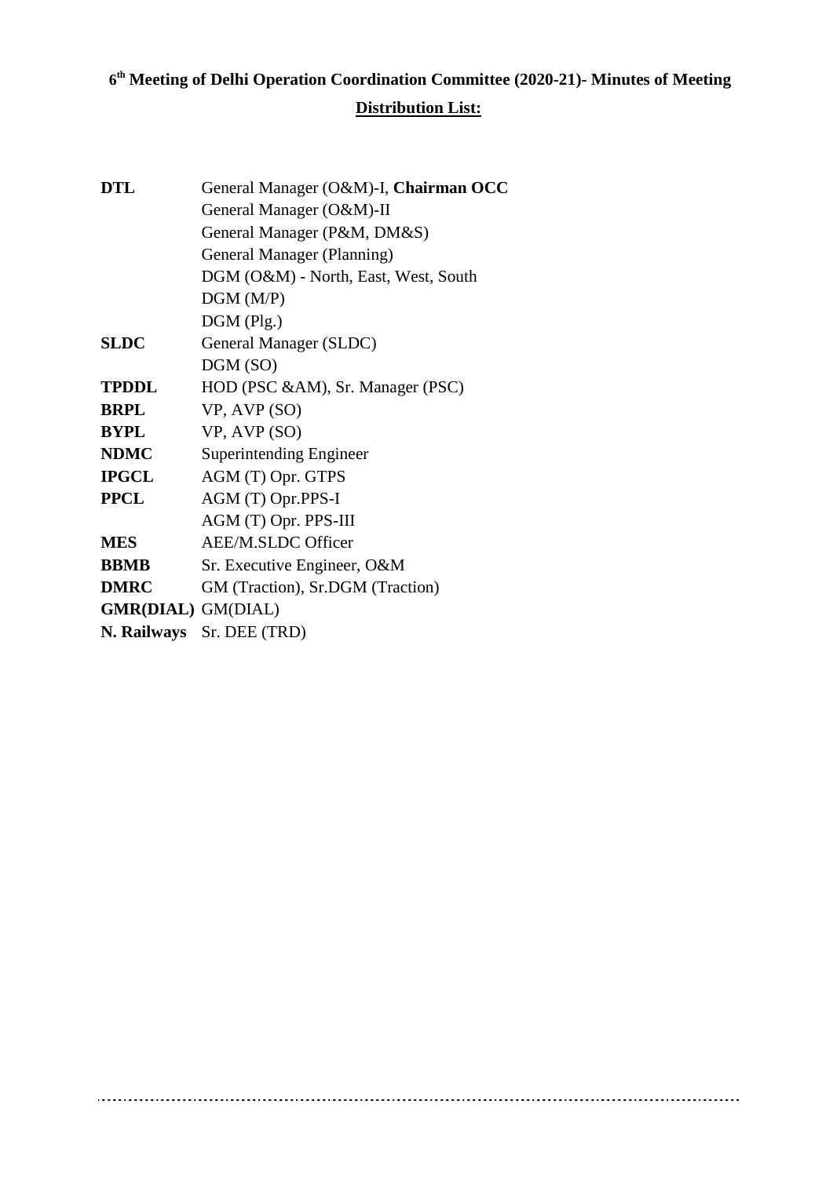**6th Meeting of Delhi Operation Coordination Committee (2020-21)- Minutes of Meeting**

**Distribution List:**

| | |
|---|---|
| **DTL** | General Manager (O&M)-I, **Chairman OCC** |
| | General Manager (O&M)-II |
| | General Manager (P&M, DM&S) |
| | General Manager (Planning) |
| | DGM (O&M) - North, East, West, South |
| | DGM (M/P) |
| | DGM (Plg.) |
| **SLDC** | General Manager (SLDC) |
| | DGM (SO) |
| **TPDDL** | HOD (PSC &AM), Sr. Manager (PSC) |
| **BRPL** | VP, AVP (SO) |
| **BYPL** | VP, AVP (SO) |
| **NDMC** | Superintending Engineer |
| **IPGCL** | AGM (T) Opr. GTPS |
| **PPCL** | AGM (T) Opr.PPS-I |
| | AGM (T) Opr. PPS-III |
| **MES** | AEE/M.SLDC Officer |
| **BBMB** | Sr. Executive Engineer, O&M |
| **DMRC** | GM (Traction), Sr.DGM (Traction) |
| **GMR(DIAL)** | GM(DIAL) |
| **N. Railways** | Sr. DEE (TRD) |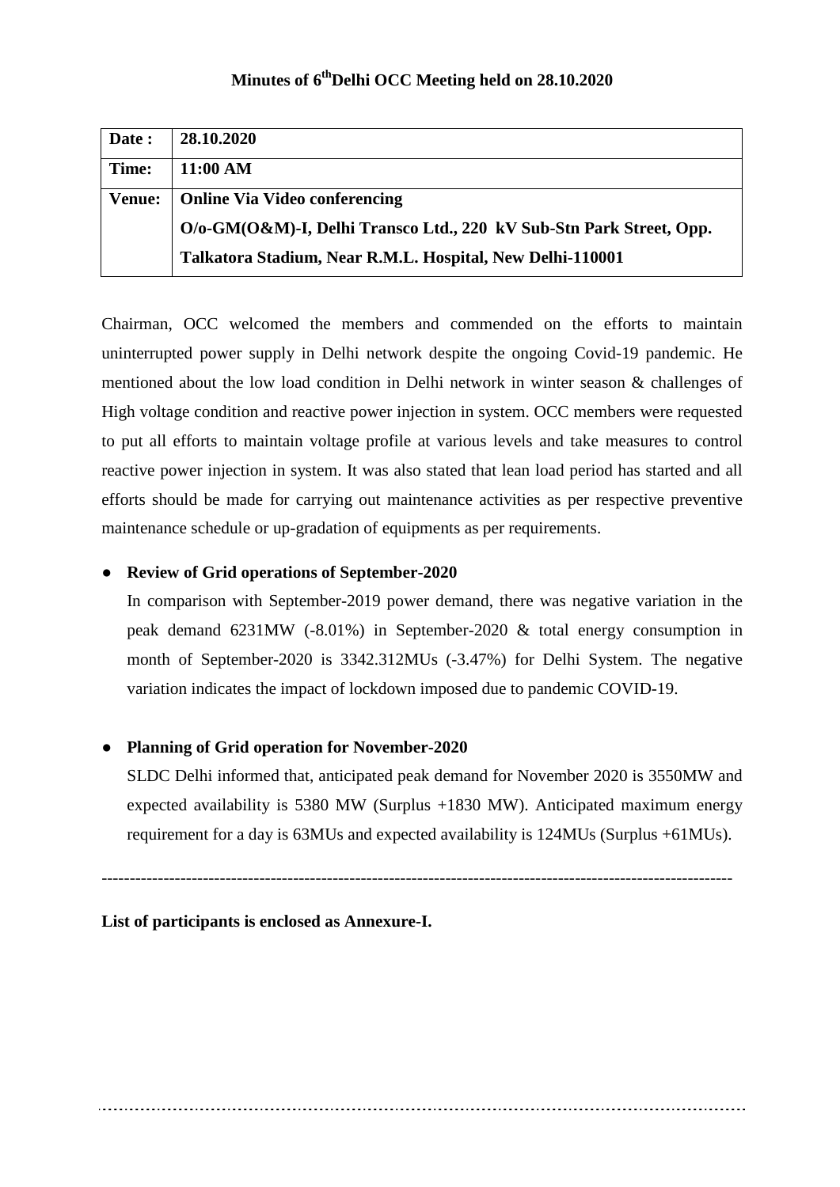# Minutes of 6th Delhi OCC Meeting held on 28.10.2020

| **Date :** | **28.10.2020** |
|---|---|
| **Time:** | **11:00 AM** |
| **Venue:** | **Online Via Video conferencing O/o-GM(O&M)-I, Delhi Transco Ltd., 220 kV Sub-Stn Park Street, Opp. Talkatora Stadium, Near R.M.L. Hospital, New Delhi-110001** |

Chairman, OCC welcomed the members and commended on the efforts to maintain uninterrupted power supply in Delhi network despite the ongoing Covid-19 pandemic. He mentioned about the low load condition in Delhi network in winter season & challenges of High voltage condition and reactive power injection in system. OCC members were requested to put all efforts to maintain voltage profile at various levels and take measures to control reactive power injection in system. It was also stated that lean load period has started and all efforts should be made for carrying out maintenance activities as per respective preventive maintenance schedule or up-gradation of equipments as per requirements.

- **Review of Grid operations of September-2020**

  In comparison with September-2019 power demand, there was negative variation in the peak demand 6231MW (-8.01%) in September-2020 & total energy consumption in month of September-2020 is 3342.312MUs (-3.47%) for Delhi System. The negative variation indicates the impact of lockdown imposed due to pandemic COVID-19.

- **Planning of Grid operation for November-2020**

  SLDC Delhi informed that, anticipated peak demand for November 2020 is 3550MW and expected availability is 5380 MW (Surplus +1830 MW). Anticipated maximum energy requirement for a day is 63MUs and expected availability is 124MUs (Surplus +61MUs).

---

**List of participants is enclosed as Annexure-I.**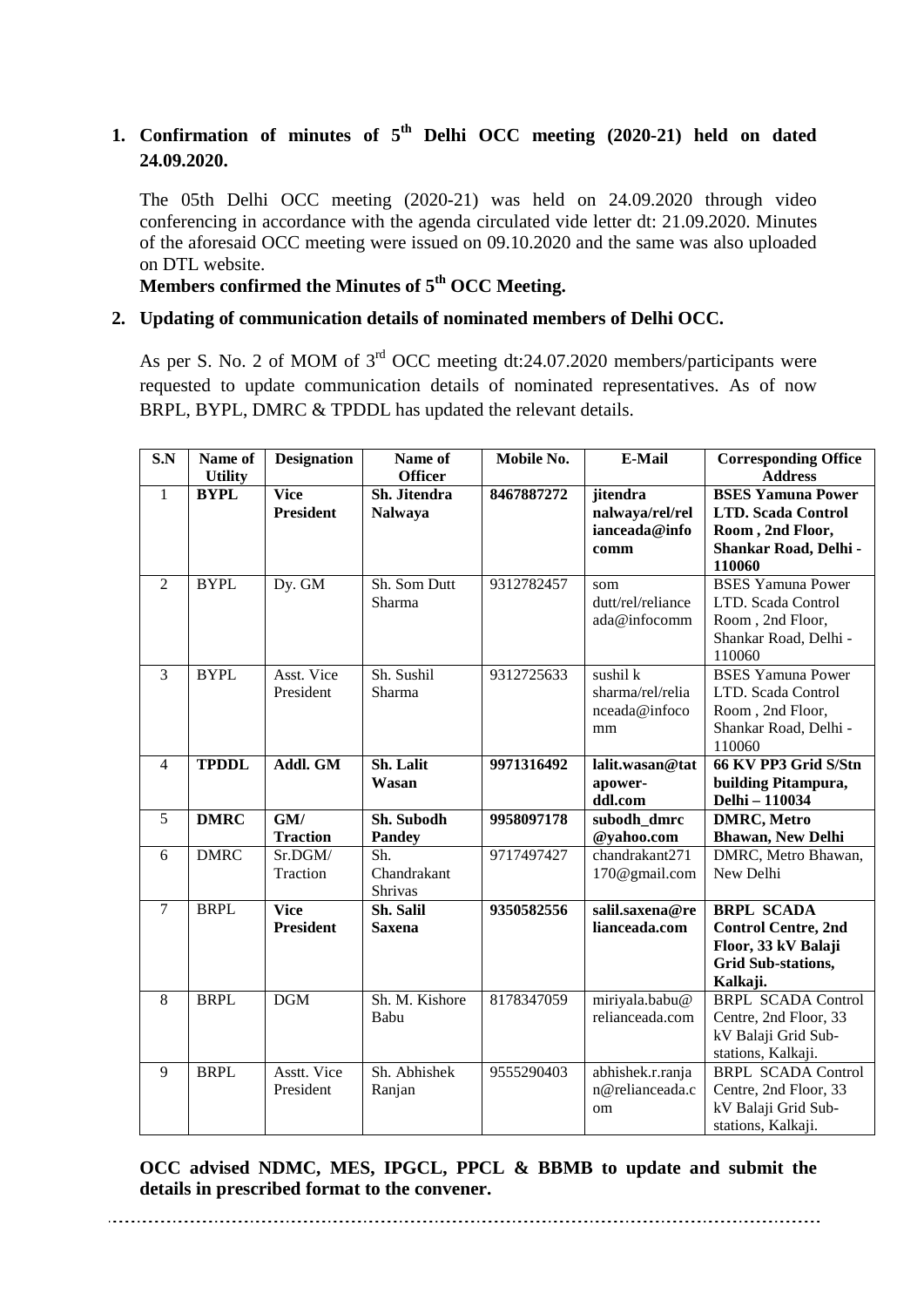1. **Confirmation of minutes of 5th Delhi OCC meeting (2020-21) held on dated 24.09.2020.**

   The 05th Delhi OCC meeting (2020-21) was held on 24.09.2020 through video conferencing in accordance with the agenda circulated vide letter dt: 21.09.2020. Minutes of the aforesaid OCC meeting were issued on 09.10.2020 and the same was also uploaded on DTL website.

   **Members confirmed the Minutes of 5th OCC Meeting.**

2. **Updating of communication details of nominated members of Delhi OCC.**

   As per S. No. 2 of MOM of 3rd OCC meeting dt:24.07.2020 members/participants were requested to update communication details of nominated representatives. As of now BRPL, BYPL, DMRC & TPDDL has updated the relevant details.

| S.N | Name of Utility | Designation | Name of Officer | Mobile No. | E-Mail | Corresponding Office Address |
|---|---|---|---|---|---|---|
| 1 | **BYPL** | **Vice President** | **Sh. Jitendra Nalwaya** | **8467887272** | **jitendra nalwaya/rel/relianceada@infocomm** | **BSES Yamuna Power LTD. Scada Control Room , 2nd Floor, Shankar Road, Delhi - 110060** |
| 2 | BYPL | Dy. GM | Sh. Som Dutt Sharma | 9312782457 | som dutt/rel/relianceada@infocomm | BSES Yamuna Power LTD. Scada Control Room , 2nd Floor, Shankar Road, Delhi - 110060 |
| 3 | BYPL | Asst. Vice President | Sh. Sushil Sharma | 9312725633 | sushil k sharma/rel/relianceada@infocomm | BSES Yamuna Power LTD. Scada Control Room , 2nd Floor, Shankar Road, Delhi - 110060 |
| 4 | **TPDDL** | **Addl. GM** | **Sh. Lalit Wasan** | **9971316492** | **lalit.wasan@tatapower-ddl.com** | **66 KV PP3 Grid S/Stn building Pitampura, Delhi – 110034** |
| 5 | **DMRC** | **GM/ Traction** | **Sh. Subodh Pandey** | **9958097178** | **subodh_dmrc @yahoo.com** | **DMRC, Metro Bhawan, New Delhi** |
| 6 | DMRC | Sr.DGM/ Traction | Sh. Chandrakant Shrivas | 9717497427 | chandrakant271170@gmail.com | DMRC, Metro Bhawan, New Delhi |
| 7 | **BRPL** | **Vice President** | **Sh. Salil Saxena** | **9350582556** | **salil.saxena@relianceada.com** | **BRPL SCADA Control Centre, 2nd Floor, 33 kV Balaji Grid Sub-stations, Kalkaji.** |
| 8 | BRPL | DGM | Sh. M. Kishore Babu | 8178347059 | miriyala.babu@relianceada.com | BRPL SCADA Control Centre, 2nd Floor, 33 kV Balaji Grid Sub-stations, Kalkaji. |
| 9 | BRPL | Asstt. Vice President | Sh. Abhishek Ranjan | 9555290403 | abhishek.r.ranjan@relianceada.com | BRPL SCADA Control Centre, 2nd Floor, 33 kV Balaji Grid Sub-stations, Kalkaji. |

**OCC advised NDMC, MES, IPGCL, PPCL & BBMB to update and submit the details in prescribed format to the convener.**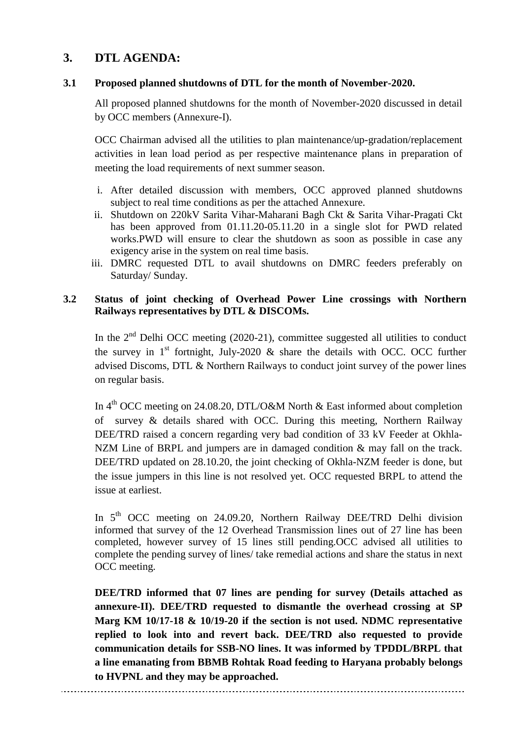## 3. DTL AGENDA:

### 3.1 Proposed planned shutdowns of DTL for the month of November-2020.

All proposed planned shutdowns for the month of November-2020 discussed in detail by OCC members (Annexure-I).

OCC Chairman advised all the utilities to plan maintenance/up-gradation/replacement activities in lean load period as per respective maintenance plans in preparation of meeting the load requirements of next summer season.

i. After detailed discussion with members, OCC approved planned shutdowns subject to real time conditions as per the attached Annexure.
ii. Shutdown on 220kV Sarita Vihar-Maharani Bagh Ckt & Sarita Vihar-Pragati Ckt has been approved from 01.11.20-05.11.20 in a single slot for PWD related works.PWD will ensure to clear the shutdown as soon as possible in case any exigency arise in the system on real time basis.
iii. DMRC requested DTL to avail shutdowns on DMRC feeders preferably on Saturday/ Sunday.

### 3.2 Status of joint checking of Overhead Power Line crossings with Northern Railways representatives by DTL & DISCOMs.

In the 2nd Delhi OCC meeting (2020-21), committee suggested all utilities to conduct the survey in 1st fortnight, July-2020 & share the details with OCC. OCC further advised Discoms, DTL & Northern Railways to conduct joint survey of the power lines on regular basis.

In 4th OCC meeting on 24.08.20, DTL/O&M North & East informed about completion of survey & details shared with OCC. During this meeting, Northern Railway DEE/TRD raised a concern regarding very bad condition of 33 kV Feeder at Okhla-NZM Line of BRPL and jumpers are in damaged condition & may fall on the track. DEE/TRD updated on 28.10.20, the joint checking of Okhla-NZM feeder is done, but the issue jumpers in this line is not resolved yet. OCC requested BRPL to attend the issue at earliest.

In 5th OCC meeting on 24.09.20, Northern Railway DEE/TRD Delhi division informed that survey of the 12 Overhead Transmission lines out of 27 line has been completed, however survey of 15 lines still pending.OCC advised all utilities to complete the pending survey of lines/ take remedial actions and share the status in next OCC meeting.

**DEE/TRD informed that 07 lines are pending for survey (Details attached as annexure-II). DEE/TRD requested to dismantle the overhead crossing at SP Marg KM 10/17-18 & 10/19-20 if the section is not used. NDMC representative replied to look into and revert back. DEE/TRD also requested to provide communication details for SSB-NO lines. It was informed by TPDDL/BRPL that a line emanating from BBMB Rohtak Road feeding to Haryana probably belongs to HVPNL and they may be approached.**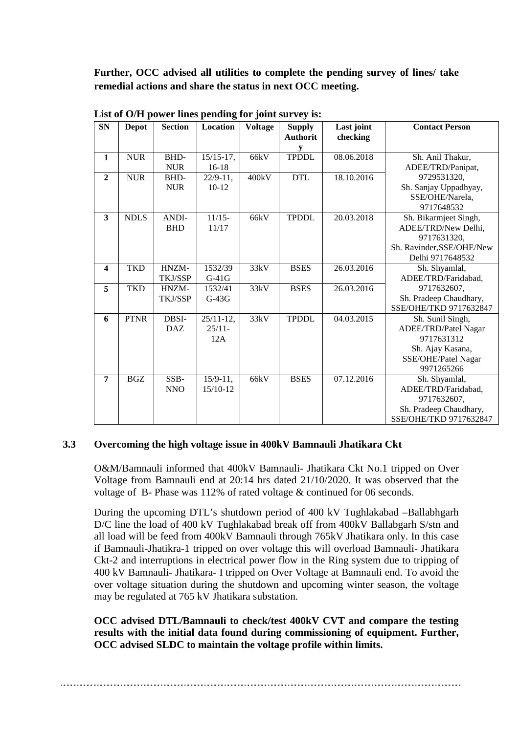**Further, OCC advised all utilities to complete the pending survey of lines/ take remedial actions and share the status in next OCC meeting.**

**List of O/H power lines pending for joint survey is:**

| SN | Depot | Section | Location | Voltage | Supply Authority | Last joint checking | Contact Person |
|---|---|---|---|---|---|---|---|
| 1 | NUR | BHD-NUR | 15/15-17, 16-18 | 66kV | TPDDL | 08.06.2018 | Sh. Anil Thakur, ADEE/TRD/Panipat, 9729531320, Sh. Sanjay Uppadhyay, SSE/OHE/Narela, 9717648532 |
| 2 | NUR | BHD-NUR | 22/9-11, 10-12 | 400kV | DTL | 18.10.2016 | |
| 3 | NDLS | ANDI-BHD | 11/15-11/17 | 66kV | TPDDL | 20.03.2018 | Sh. Bikarmjeet Singh, ADEE/TRD/New Delhi, 9717631320, Sh. Ravinder,SSE/OHE/New Delhi 9717648532 |
| 4 | TKD | HNZM-TKJ/SSP | 1532/39 G-41G | 33kV | BSES | 26.03.2016 | Sh. Shyamlal, ADEE/TRD/Faridabad, 9717632607, Sh. Pradeep Chaudhary, SSE/OHE/TKD 9717632847 |
| 5 | TKD | HNZM-TKJ/SSP | 1532/41 G-43G | 33kV | BSES | 26.03.2016 | |
| 6 | PTNR | DBSI-DAZ | 25/11-12, 25/11-12A | 33kV | TPDDL | 04.03.2015 | Sh. Sunil Singh, ADEE/TRD/Patel Nagar 9717631312 Sh. Ajay Kasana, SSE/OHE/Patel Nagar 9971265266 |
| 7 | BGZ | SSB-NNO | 15/9-11, 15/10-12 | 66kV | BSES | 07.12.2016 | Sh. Shyamlal, ADEE/TRD/Faridabad, 9717632607, Sh. Pradeep Chaudhary, SSE/OHE/TKD 9717632847 |

### 3.3 Overcoming the high voltage issue in 400kV Bamnauli Jhatikara Ckt

O&M/Bamnauli informed that 400kV Bamnauli- Jhatikara Ckt No.1 tripped on Over Voltage from Bamnauli end at 20:14 hrs dated 21/10/2020. It was observed that the voltage of B- Phase was 112% of rated voltage & continued for 06 seconds.

During the upcoming DTL's shutdown period of 400 kV Tughlakabad –Ballabhgarh D/C line the load of 400 kV Tughlakabad break off from 400kV Ballabgarh S/stn and all load will be feed from 400kV Bamnauli through 765kV Jhatikara only. In this case if Bamnauli-Jhatikra-1 tripped on over voltage this will overload Bamnauli- Jhatikara Ckt-2 and interruptions in electrical power flow in the Ring system due to tripping of 400 kV Bamnauli- Jhatikara- I tripped on Over Voltage at Bamnauli end. To avoid the over voltage situation during the shutdown and upcoming winter season, the voltage may be regulated at 765 kV Jhatikara substation.

**OCC advised DTL/Bamnauli to check/test 400kV CVT and compare the testing results with the initial data found during commissioning of equipment. Further, OCC advised SLDC to maintain the voltage profile within limits.**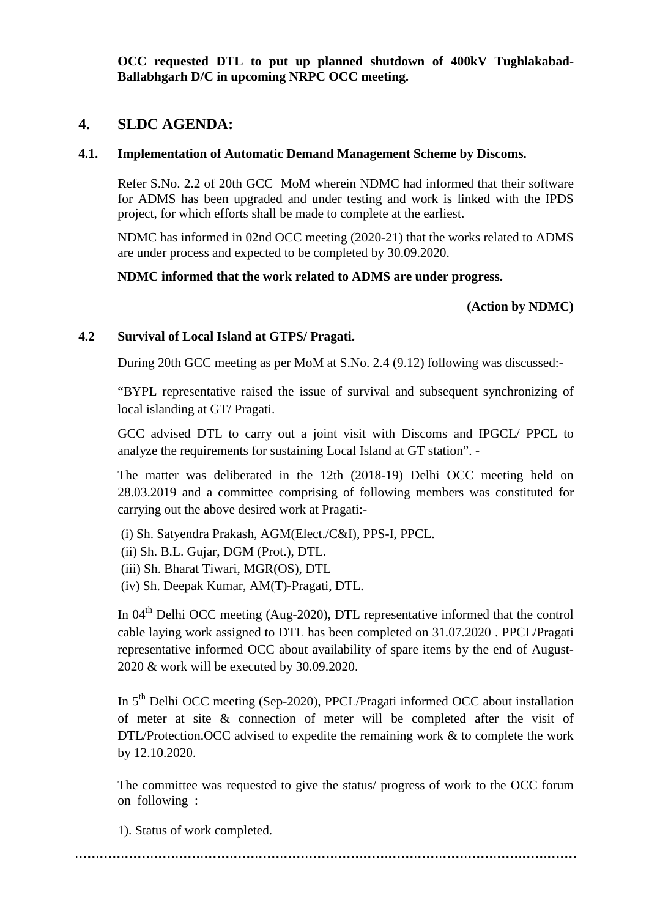**OCC requested DTL to put up planned shutdown of 400kV Tughlakabad-Ballabhgarh D/C in upcoming NRPC OCC meeting.**

## 4. SLDC AGENDA:

### 4.1. Implementation of Automatic Demand Management Scheme by Discoms.

Refer S.No. 2.2 of 20th GCC MoM wherein NDMC had informed that their software for ADMS has been upgraded and under testing and work is linked with the IPDS project, for which efforts shall be made to complete at the earliest.

NDMC has informed in 02nd OCC meeting (2020-21) that the works related to ADMS are under process and expected to be completed by 30.09.2020.

**NDMC informed that the work related to ADMS are under progress.**

**(Action by NDMC)**

### 4.2 Survival of Local Island at GTPS/ Pragati.

During 20th GCC meeting as per MoM at S.No. 2.4 (9.12) following was discussed:-

"BYPL representative raised the issue of survival and subsequent synchronizing of local islanding at GT/ Pragati.

GCC advised DTL to carry out a joint visit with Discoms and IPGCL/ PPCL to analyze the requirements for sustaining Local Island at GT station". -

The matter was deliberated in the 12th (2018-19) Delhi OCC meeting held on 28.03.2019 and a committee comprising of following members was constituted for carrying out the above desired work at Pragati:-

(i) Sh. Satyendra Prakash, AGM(Elect./C&I), PPS-I, PPCL.
(ii) Sh. B.L. Gujar, DGM (Prot.), DTL.
(iii) Sh. Bharat Tiwari, MGR(OS), DTL
(iv) Sh. Deepak Kumar, AM(T)-Pragati, DTL.

In 04th Delhi OCC meeting (Aug-2020), DTL representative informed that the control cable laying work assigned to DTL has been completed on 31.07.2020 . PPCL/Pragati representative informed OCC about availability of spare items by the end of August-2020 & work will be executed by 30.09.2020.

In 5th Delhi OCC meeting (Sep-2020), PPCL/Pragati informed OCC about installation of meter at site & connection of meter will be completed after the visit of DTL/Protection.OCC advised to expedite the remaining work & to complete the work by 12.10.2020.

The committee was requested to give the status/ progress of work to the OCC forum on following :

1). Status of work completed.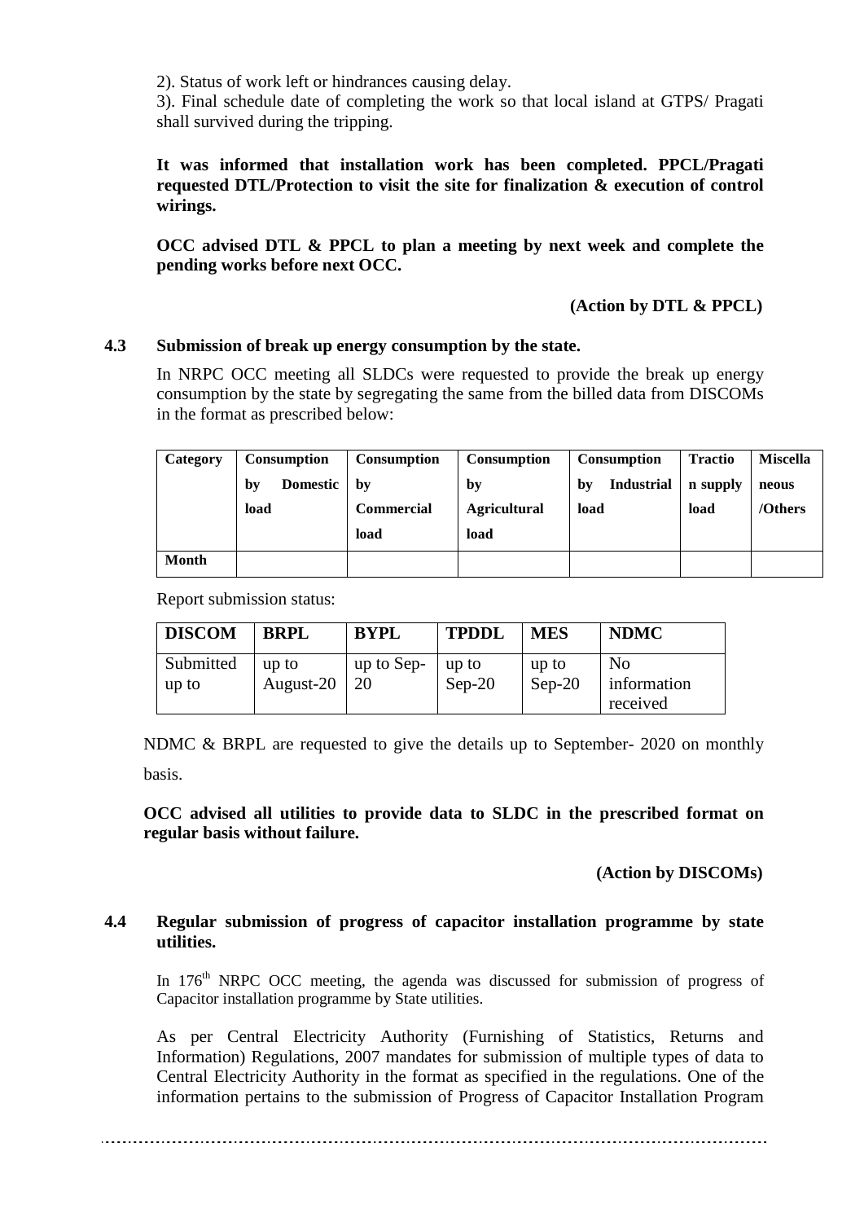2). Status of work left or hindrances causing delay.

3). Final schedule date of completing the work so that local island at GTPS/ Pragati shall survived during the tripping.

**It was informed that installation work has been completed. PPCL/Pragati requested DTL/Protection to visit the site for finalization & execution of control wirings.**

**OCC advised DTL & PPCL to plan a meeting by next week and complete the pending works before next OCC.**

**(Action by DTL & PPCL)**

### 4.3 Submission of break up energy consumption by the state.

In NRPC OCC meeting all SLDCs were requested to provide the break up energy consumption by the state by segregating the same from the billed data from DISCOMs in the format as prescribed below:

| Category | Consumption by Domestic load | Consumption by Commercial load | Consumption by Agricultural load | Consumption by Industrial load | Traction supply load | Miscellaneous /Others |
|---|---|---|---|---|---|---|
| Month | | | | | | |

Report submission status:

| DISCOM | BRPL | BYPL | TPDDL | MES | NDMC |
|---|---|---|---|---|---|
| Submitted up to | up to August-20 | up to Sep-20 | up to Sep-20 | up to Sep-20 | No information received |

NDMC & BRPL are requested to give the details up to September- 2020 on monthly basis.

**OCC advised all utilities to provide data to SLDC in the prescribed format on regular basis without failure.**

**(Action by DISCOMs)**

### 4.4 Regular submission of progress of capacitor installation programme by state utilities.

In 176th NRPC OCC meeting, the agenda was discussed for submission of progress of Capacitor installation programme by State utilities.

As per Central Electricity Authority (Furnishing of Statistics, Returns and Information) Regulations, 2007 mandates for submission of multiple types of data to Central Electricity Authority in the format as specified in the regulations. One of the information pertains to the submission of Progress of Capacitor Installation Program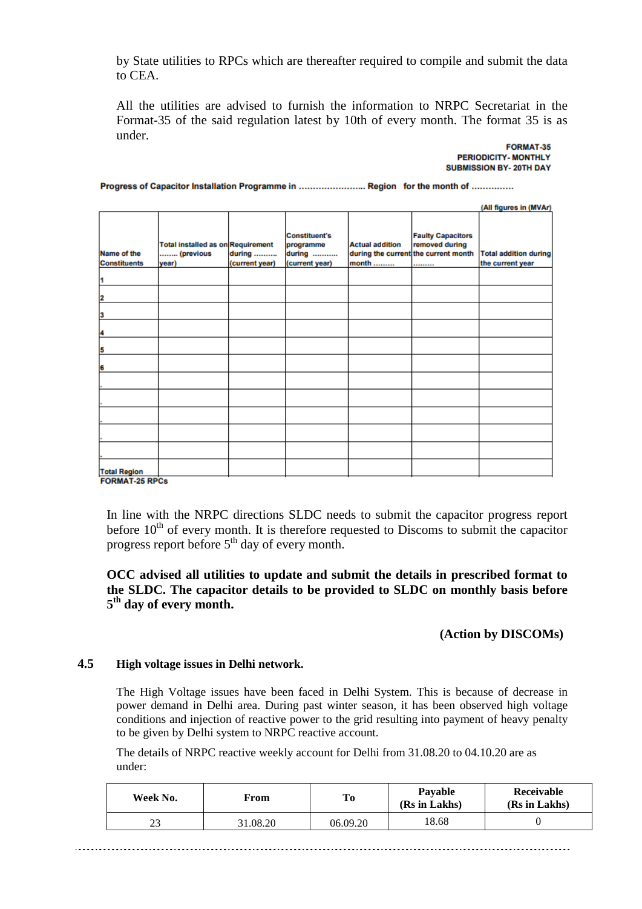by State utilities to RPCs which are thereafter required to compile and submit the data to CEA.

All the utilities are advised to furnish the information to NRPC Secretariat in the Format-35 of the said regulation latest by 10th of every month. The format 35 is as under.

**FORMAT-35**
**PERIODICITY- MONTHLY**
**SUBMISSION BY- 20TH DAY**

**Progress of Capacitor Installation Programme in ………………….. Region for the month of ……………**

(All figures in (MVAr)

| Name of the Constituents | Total installed as on ........ (previous year) | Requirement during .......... (current year) | Constituent's programme during ........... (current year) | Actual addition during the current month ......... | Faulty Capacitors removed during the current month ......... | Total addition during the current year |
|---|---|---|---|---|---|---|
| 1 | | | | | | |
| 2 | | | | | | |
| 3 | | | | | | |
| 4 | | | | | | |
| 5 | | | | | | |
| 6 | | | | | | |
| . | | | | | | |
| . | | | | | | |
| . | | | | | | |
| . | | | | | | |
| . | | | | | | |
| Total Region | | | | | | |

**FORMAT-25 RPCs**

In line with the NRPC directions SLDC needs to submit the capacitor progress report before 10th of every month. It is therefore requested to Discoms to submit the capacitor progress report before 5th day of every month.

**OCC advised all utilities to update and submit the details in prescribed format to the SLDC. The capacitor details to be provided to SLDC on monthly basis before 5th day of every month.**

**(Action by DISCOMs)**

### 4.5 High voltage issues in Delhi network.

The High Voltage issues have been faced in Delhi System. This is because of decrease in power demand in Delhi area. During past winter season, it has been observed high voltage conditions and injection of reactive power to the grid resulting into payment of heavy penalty to be given by Delhi system to NRPC reactive account.

The details of NRPC reactive weekly account for Delhi from 31.08.20 to 04.10.20 are as under:

| Week No. | From | To | Payable (Rs in Lakhs) | Receivable (Rs in Lakhs) |
|---|---|---|---|---|
| 23 | 31.08.20 | 06.09.20 | 18.68 | 0 |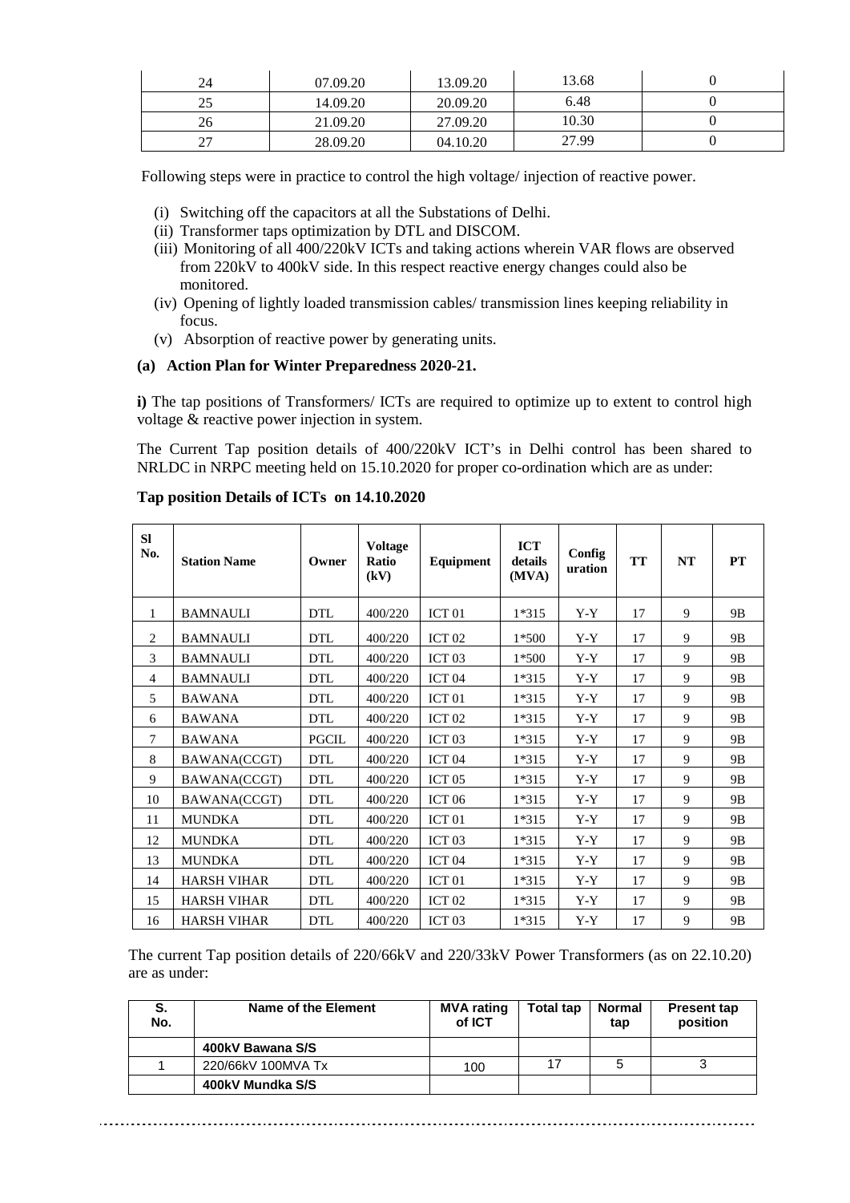| 24 | 07.09.20 | 13.09.20 | 13.68 | 0 |
|---|---|---|---|---|
| 25 | 14.09.20 | 20.09.20 | 6.48 | 0 |
| 26 | 21.09.20 | 27.09.20 | 10.30 | 0 |
| 27 | 28.09.20 | 04.10.20 | 27.99 | 0 |

Following steps were in practice to control the high voltage/ injection of reactive power.

- (i) Switching off the capacitors at all the Substations of Delhi.
- (ii) Transformer taps optimization by DTL and DISCOM.
- (iii) Monitoring of all 400/220kV ICTs and taking actions wherein VAR flows are observed from 220kV to 400kV side. In this respect reactive energy changes could also be monitored.
- (iv) Opening of lightly loaded transmission cables/ transmission lines keeping reliability in focus.
- (v) Absorption of reactive power by generating units.

**(a) Action Plan for Winter Preparedness 2020-21.**

**i)** The tap positions of Transformers/ ICTs are required to optimize up to extent to control high voltage & reactive power injection in system.

The Current Tap position details of 400/220kV ICT's in Delhi control has been shared to NRLDC in NRPC meeting held on 15.10.2020 for proper co-ordination which are as under:

**Tap position Details of ICTs on 14.10.2020**

| Sl No. | Station Name | Owner | Voltage Ratio (kV) | Equipment | ICT details (MVA) | Configuration | TT | NT | PT |
|---|---|---|---|---|---|---|---|---|---|
| 1 | BAMNAULI | DTL | 400/220 | ICT 01 | 1*315 | Y-Y | 17 | 9 | 9B |
| 2 | BAMNAULI | DTL | 400/220 | ICT 02 | 1*500 | Y-Y | 17 | 9 | 9B |
| 3 | BAMNAULI | DTL | 400/220 | ICT 03 | 1*500 | Y-Y | 17 | 9 | 9B |
| 4 | BAMNAULI | DTL | 400/220 | ICT 04 | 1*315 | Y-Y | 17 | 9 | 9B |
| 5 | BAWANA | DTL | 400/220 | ICT 01 | 1*315 | Y-Y | 17 | 9 | 9B |
| 6 | BAWANA | DTL | 400/220 | ICT 02 | 1*315 | Y-Y | 17 | 9 | 9B |
| 7 | BAWANA | PGCIL | 400/220 | ICT 03 | 1*315 | Y-Y | 17 | 9 | 9B |
| 8 | BAWANA(CCGT) | DTL | 400/220 | ICT 04 | 1*315 | Y-Y | 17 | 9 | 9B |
| 9 | BAWANA(CCGT) | DTL | 400/220 | ICT 05 | 1*315 | Y-Y | 17 | 9 | 9B |
| 10 | BAWANA(CCGT) | DTL | 400/220 | ICT 06 | 1*315 | Y-Y | 17 | 9 | 9B |
| 11 | MUNDKA | DTL | 400/220 | ICT 01 | 1*315 | Y-Y | 17 | 9 | 9B |
| 12 | MUNDKA | DTL | 400/220 | ICT 03 | 1*315 | Y-Y | 17 | 9 | 9B |
| 13 | MUNDKA | DTL | 400/220 | ICT 04 | 1*315 | Y-Y | 17 | 9 | 9B |
| 14 | HARSH VIHAR | DTL | 400/220 | ICT 01 | 1*315 | Y-Y | 17 | 9 | 9B |
| 15 | HARSH VIHAR | DTL | 400/220 | ICT 02 | 1*315 | Y-Y | 17 | 9 | 9B |
| 16 | HARSH VIHAR | DTL | 400/220 | ICT 03 | 1*315 | Y-Y | 17 | 9 | 9B |

The current Tap position details of 220/66kV and 220/33kV Power Transformers (as on 22.10.20) are as under:

| S. No. | Name of the Element | MVA rating of ICT | Total tap | Normal tap | Present tap position |
|---|---|---|---|---|---|
| | **400kV Bawana S/S** | | | | |
| 1 | 220/66kV 100MVA Tx | 100 | 17 | 5 | 3 |
| | **400kV Mundka S/S** | | | | |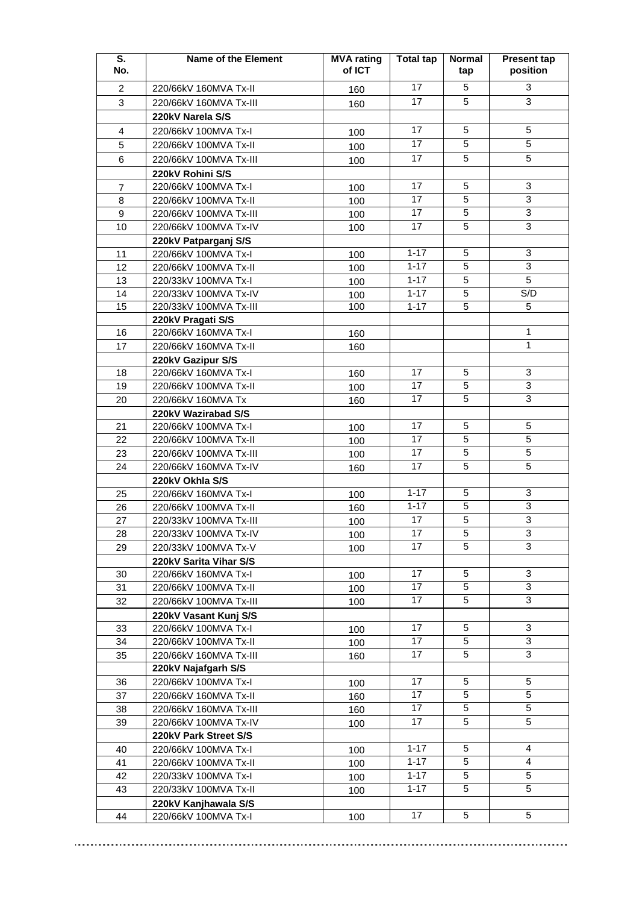| S. No. | Name of the Element | MVA rating of ICT | Total tap | Normal tap | Present tap position |
|---|---|---|---|---|---|
| 2 | 220/66kV 160MVA Tx-II | 160 | 17 | 5 | 3 |
| 3 | 220/66kV 160MVA Tx-III | 160 | 17 | 5 | 3 |
| | **220kV Narela S/S** | | | | |
| 4 | 220/66kV 100MVA Tx-I | 100 | 17 | 5 | 5 |
| 5 | 220/66kV 100MVA Tx-II | 100 | 17 | 5 | 5 |
| 6 | 220/66kV 100MVA Tx-III | 100 | 17 | 5 | 5 |
| | **220kV Rohini S/S** | | | | |
| 7 | 220/66kV 100MVA Tx-I | 100 | 17 | 5 | 3 |
| 8 | 220/66kV 100MVA Tx-II | 100 | 17 | 5 | 3 |
| 9 | 220/66kV 100MVA Tx-III | 100 | 17 | 5 | 3 |
| 10 | 220/66kV 100MVA Tx-IV | 100 | 17 | 5 | 3 |
| | **220kV Patparganj S/S** | | | | |
| 11 | 220/66kV 100MVA Tx-I | 100 | 1-17 | 5 | 3 |
| 12 | 220/66kV 100MVA Tx-II | 100 | 1-17 | 5 | 3 |
| 13 | 220/33kV 100MVA Tx-I | 100 | 1-17 | 5 | 5 |
| 14 | 220/33kV 100MVA Tx-IV | 100 | 1-17 | 5 | S/D |
| 15 | 220/33kV 100MVA Tx-III | 100 | 1-17 | 5 | 5 |
| | **220kV Pragati S/S** | | | | |
| 16 | 220/66kV 160MVA Tx-I | 160 | | | 1 |
| 17 | 220/66kV 160MVA Tx-II | 160 | | | 1 |
| | **220kV Gazipur S/S** | | | | |
| 18 | 220/66kV 160MVA Tx-I | 160 | 17 | 5 | 3 |
| 19 | 220/66kV 100MVA Tx-II | 100 | 17 | 5 | 3 |
| 20 | 220/66kV 160MVA Tx | 160 | 17 | 5 | 3 |
| | **220kV Wazirabad S/S** | | | | |
| 21 | 220/66kV 100MVA Tx-I | 100 | 17 | 5 | 5 |
| 22 | 220/66kV 100MVA Tx-II | 100 | 17 | 5 | 5 |
| 23 | 220/66kV 100MVA Tx-III | 100 | 17 | 5 | 5 |
| 24 | 220/66kV 160MVA Tx-IV | 160 | 17 | 5 | 5 |
| | **220kV Okhla S/S** | | | | |
| 25 | 220/66kV 160MVA Tx-I | 100 | 1-17 | 5 | 3 |
| 26 | 220/66kV 100MVA Tx-II | 160 | 1-17 | 5 | 3 |
| 27 | 220/33kV 100MVA Tx-III | 100 | 17 | 5 | 3 |
| 28 | 220/33kV 100MVA Tx-IV | 100 | 17 | 5 | 3 |
| 29 | 220/33kV 100MVA Tx-V | 100 | 17 | 5 | 3 |
| | **220kV Sarita Vihar S/S** | | | | |
| 30 | 220/66kV 160MVA Tx-I | 100 | 17 | 5 | 3 |
| 31 | 220/66kV 100MVA Tx-II | 100 | 17 | 5 | 3 |
| 32 | 220/66kV 100MVA Tx-III | 100 | 17 | 5 | 3 |
| | **220kV Vasant Kunj S/S** | | | | |
| 33 | 220/66kV 100MVA Tx-I | 100 | 17 | 5 | 3 |
| 34 | 220/66kV 100MVA Tx-II | 100 | 17 | 5 | 3 |
| 35 | 220/66kV 160MVA Tx-III | 160 | 17 | 5 | 3 |
| | **220kV Najafgarh S/S** | | | | |
| 36 | 220/66kV 100MVA Tx-I | 100 | 17 | 5 | 5 |
| 37 | 220/66kV 160MVA Tx-II | 160 | 17 | 5 | 5 |
| 38 | 220/66kV 160MVA Tx-III | 160 | 17 | 5 | 5 |
| 39 | 220/66kV 100MVA Tx-IV | 100 | 17 | 5 | 5 |
| | **220kV Park Street S/S** | | | | |
| 40 | 220/66kV 100MVA Tx-I | 100 | 1-17 | 5 | 4 |
| 41 | 220/66kV 100MVA Tx-II | 100 | 1-17 | 5 | 4 |
| 42 | 220/33kV 100MVA Tx-I | 100 | 1-17 | 5 | 5 |
| 43 | 220/33kV 100MVA Tx-II | 100 | 1-17 | 5 | 5 |
| | **220kV Kanjhawala S/S** | | | | |
| 44 | 220/66kV 100MVA Tx-I | 100 | 17 | 5 | 5 |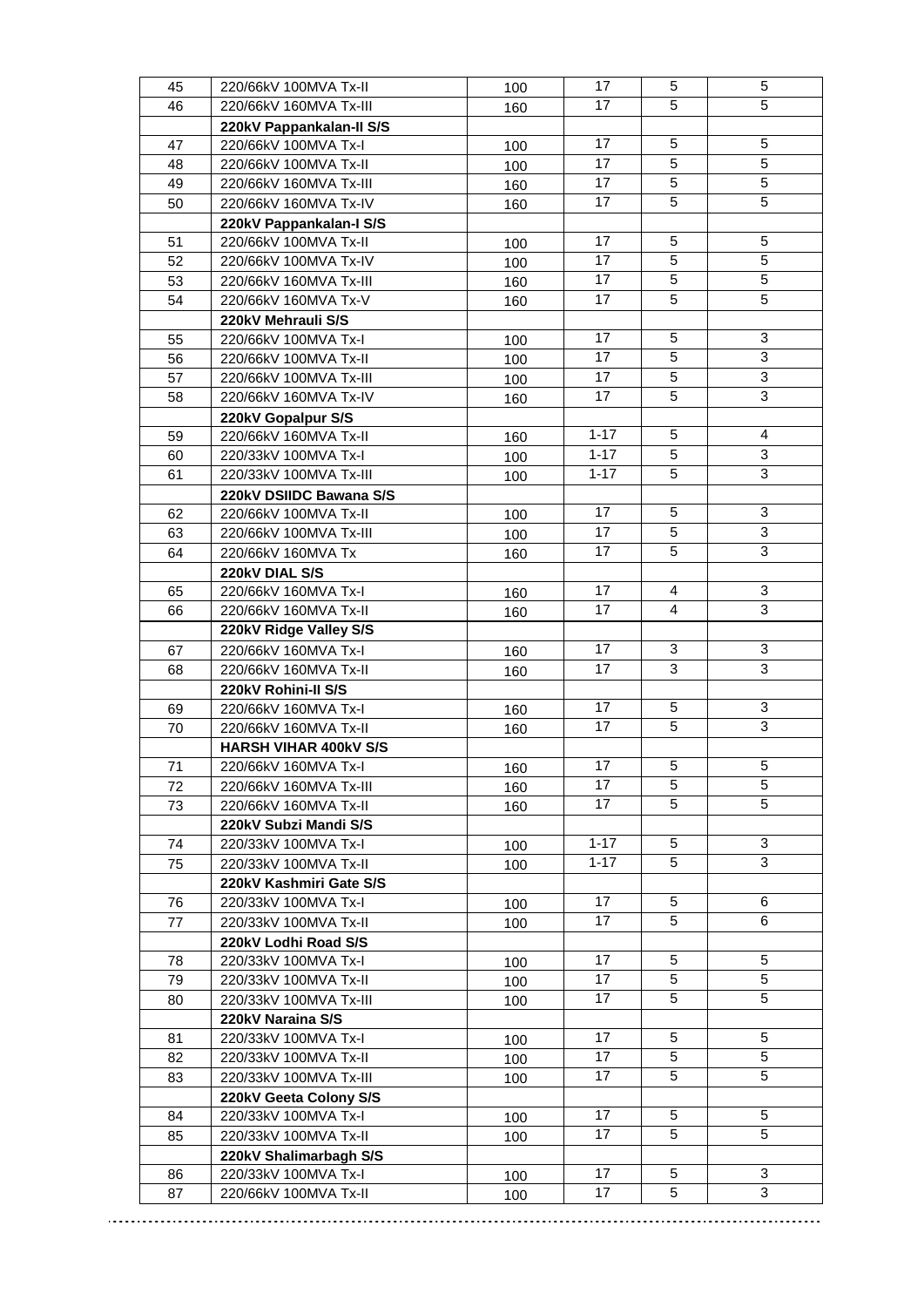| 45 | 220/66kV 100MVA Tx-II | 100 | 17 | 5 | 5 |
|---|---|---|---|---|---|
| 46 | 220/66kV 160MVA Tx-III | 160 | 17 | 5 | 5 |
| | **220kV Pappankalan-II S/S** | | | | |
| 47 | 220/66kV 100MVA Tx-I | 100 | 17 | 5 | 5 |
| 48 | 220/66kV 100MVA Tx-II | 100 | 17 | 5 | 5 |
| 49 | 220/66kV 160MVA Tx-III | 160 | 17 | 5 | 5 |
| 50 | 220/66kV 160MVA Tx-IV | 160 | 17 | 5 | 5 |
| | **220kV Pappankalan-I S/S** | | | | |
| 51 | 220/66kV 100MVA Tx-II | 100 | 17 | 5 | 5 |
| 52 | 220/66kV 100MVA Tx-IV | 100 | 17 | 5 | 5 |
| 53 | 220/66kV 160MVA Tx-III | 160 | 17 | 5 | 5 |
| 54 | 220/66kV 160MVA Tx-V | 160 | 17 | 5 | 5 |
| | **220kV Mehrauli S/S** | | | | |
| 55 | 220/66kV 100MVA Tx-I | 100 | 17 | 5 | 3 |
| 56 | 220/66kV 100MVA Tx-II | 100 | 17 | 5 | 3 |
| 57 | 220/66kV 100MVA Tx-III | 100 | 17 | 5 | 3 |
| 58 | 220/66kV 160MVA Tx-IV | 160 | 17 | 5 | 3 |
| | **220kV Gopalpur S/S** | | | | |
| 59 | 220/66kV 160MVA Tx-II | 160 | 1-17 | 5 | 4 |
| 60 | 220/33kV 100MVA Tx-I | 100 | 1-17 | 5 | 3 |
| 61 | 220/33kV 100MVA Tx-III | 100 | 1-17 | 5 | 3 |
| | **220kV DSIIDC Bawana S/S** | | | | |
| 62 | 220/66kV 100MVA Tx-II | 100 | 17 | 5 | 3 |
| 63 | 220/66kV 100MVA Tx-III | 100 | 17 | 5 | 3 |
| 64 | 220/66kV 160MVA Tx | 160 | 17 | 5 | 3 |
| | **220kV DIAL S/S** | | | | |
| 65 | 220/66kV 160MVA Tx-I | 160 | 17 | 4 | 3 |
| 66 | 220/66kV 160MVA Tx-II | 160 | 17 | 4 | 3 |
| | **220kV Ridge Valley S/S** | | | | |
| 67 | 220/66kV 160MVA Tx-I | 160 | 17 | 3 | 3 |
| 68 | 220/66kV 160MVA Tx-II | 160 | 17 | 3 | 3 |
| | **220kV Rohini-II S/S** | | | | |
| 69 | 220/66kV 160MVA Tx-I | 160 | 17 | 5 | 3 |
| 70 | 220/66kV 160MVA Tx-II | 160 | 17 | 5 | 3 |
| | **HARSH VIHAR 400kV S/S** | | | | |
| 71 | 220/66kV 160MVA Tx-I | 160 | 17 | 5 | 5 |
| 72 | 220/66kV 160MVA Tx-III | 160 | 17 | 5 | 5 |
| 73 | 220/66kV 160MVA Tx-II | 160 | 17 | 5 | 5 |
| | **220kV Subzi Mandi S/S** | | | | |
| 74 | 220/33kV 100MVA Tx-I | 100 | 1-17 | 5 | 3 |
| 75 | 220/33kV 100MVA Tx-II | 100 | 1-17 | 5 | 3 |
| | **220kV Kashmiri Gate S/S** | | | | |
| 76 | 220/33kV 100MVA Tx-I | 100 | 17 | 5 | 6 |
| 77 | 220/33kV 100MVA Tx-II | 100 | 17 | 5 | 6 |
| | **220kV Lodhi Road S/S** | | | | |
| 78 | 220/33kV 100MVA Tx-I | 100 | 17 | 5 | 5 |
| 79 | 220/33kV 100MVA Tx-II | 100 | 17 | 5 | 5 |
| 80 | 220/33kV 100MVA Tx-III | 100 | 17 | 5 | 5 |
| | **220kV Naraina S/S** | | | | |
| 81 | 220/33kV 100MVA Tx-I | 100 | 17 | 5 | 5 |
| 82 | 220/33kV 100MVA Tx-II | 100 | 17 | 5 | 5 |
| 83 | 220/33kV 100MVA Tx-III | 100 | 17 | 5 | 5 |
| | **220kV Geeta Colony S/S** | | | | |
| 84 | 220/33kV 100MVA Tx-I | 100 | 17 | 5 | 5 |
| 85 | 220/33kV 100MVA Tx-II | 100 | 17 | 5 | 5 |
| | **220kV Shalimarbagh S/S** | | | | |
| 86 | 220/33kV 100MVA Tx-I | 100 | 17 | 5 | 3 |
| 87 | 220/66kV 100MVA Tx-II | 100 | 17 | 5 | 3 |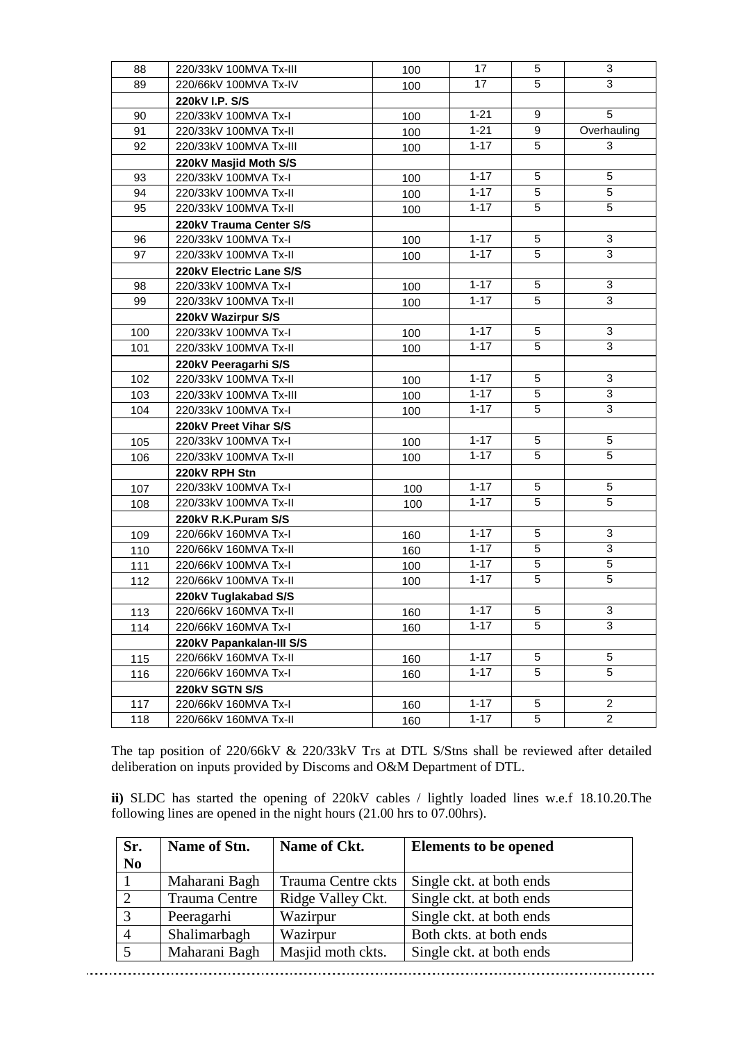| | | | | | |
|---|---|---|---|---|---|
| 88 | 220/33kV 100MVA Tx-III | 100 | 17 | 5 | 3 |
| 89 | 220/66kV 100MVA Tx-IV | 100 | 17 | 5 | 3 |
| | **220kV I.P. S/S** | | | | |
| 90 | 220/33kV 100MVA Tx-I | 100 | 1-21 | 9 | 5 |
| 91 | 220/33kV 100MVA Tx-II | 100 | 1-21 | 9 | Overhauling |
| 92 | 220/33kV 100MVA Tx-III | 100 | 1-17 | 5 | 3 |
| | **220kV Masjid Moth S/S** | | | | |
| 93 | 220/33kV 100MVA Tx-I | 100 | 1-17 | 5 | 5 |
| 94 | 220/33kV 100MVA Tx-II | 100 | 1-17 | 5 | 5 |
| 95 | 220/33kV 100MVA Tx-II | 100 | 1-17 | 5 | 5 |
| | **220kV Trauma Center S/S** | | | | |
| 96 | 220/33kV 100MVA Tx-I | 100 | 1-17 | 5 | 3 |
| 97 | 220/33kV 100MVA Tx-II | 100 | 1-17 | 5 | 3 |
| | **220kV Electric Lane S/S** | | | | |
| 98 | 220/33kV 100MVA Tx-I | 100 | 1-17 | 5 | 3 |
| 99 | 220/33kV 100MVA Tx-II | 100 | 1-17 | 5 | 3 |
| | **220kV Wazirpur S/S** | | | | |
| 100 | 220/33kV 100MVA Tx-I | 100 | 1-17 | 5 | 3 |
| 101 | 220/33kV 100MVA Tx-II | 100 | 1-17 | 5 | 3 |
| | **220kV Peeragarhi S/S** | | | | |
| 102 | 220/33kV 100MVA Tx-II | 100 | 1-17 | 5 | 3 |
| 103 | 220/33kV 100MVA Tx-III | 100 | 1-17 | 5 | 3 |
| 104 | 220/33kV 100MVA Tx-I | 100 | 1-17 | 5 | 3 |
| | **220kV Preet Vihar S/S** | | | | |
| 105 | 220/33kV 100MVA Tx-I | 100 | 1-17 | 5 | 5 |
| 106 | 220/33kV 100MVA Tx-II | 100 | 1-17 | 5 | 5 |
| | **220kV RPH Stn** | | | | |
| 107 | 220/33kV 100MVA Tx-I | 100 | 1-17 | 5 | 5 |
| 108 | 220/33kV 100MVA Tx-II | 100 | 1-17 | 5 | 5 |
| | **220kV R.K.Puram S/S** | | | | |
| 109 | 220/66kV 160MVA Tx-I | 160 | 1-17 | 5 | 3 |
| 110 | 220/66kV 160MVA Tx-II | 160 | 1-17 | 5 | 3 |
| 111 | 220/66kV 100MVA Tx-I | 100 | 1-17 | 5 | 5 |
| 112 | 220/66kV 100MVA Tx-II | 100 | 1-17 | 5 | 5 |
| | **220kV Tuglakabad S/S** | | | | |
| 113 | 220/66kV 160MVA Tx-II | 160 | 1-17 | 5 | 3 |
| 114 | 220/66kV 160MVA Tx-I | 160 | 1-17 | 5 | 3 |
| | **220kV Papankalan-III S/S** | | | | |
| 115 | 220/66kV 160MVA Tx-II | 160 | 1-17 | 5 | 5 |
| 116 | 220/66kV 160MVA Tx-I | 160 | 1-17 | 5 | 5 |
| | **220kV SGTN S/S** | | | | |
| 117 | 220/66kV 160MVA Tx-I | 160 | 1-17 | 5 | 2 |
| 118 | 220/66kV 160MVA Tx-II | 160 | 1-17 | 5 | 2 |

The tap position of 220/66kV & 220/33kV Trs at DTL S/Stns shall be reviewed after detailed deliberation on inputs provided by Discoms and O&M Department of DTL.

**ii)** SLDC has started the opening of 220kV cables / lightly loaded lines w.e.f 18.10.20.The following lines are opened in the night hours (21.00 hrs to 07.00hrs).

| Sr. No | Name of Stn. | Name of Ckt. | Elements to be opened |
|---|---|---|---|
| 1 | Maharani Bagh | Trauma Centre ckts | Single ckt. at both ends |
| 2 | Trauma Centre | Ridge Valley Ckt. | Single ckt. at both ends |
| 3 | Peeragarhi | Wazirpur | Single ckt. at both ends |
| 4 | Shalimarbagh | Wazirpur | Both ckts. at both ends |
| 5 | Maharani Bagh | Masjid moth ckts. | Single ckt. at both ends |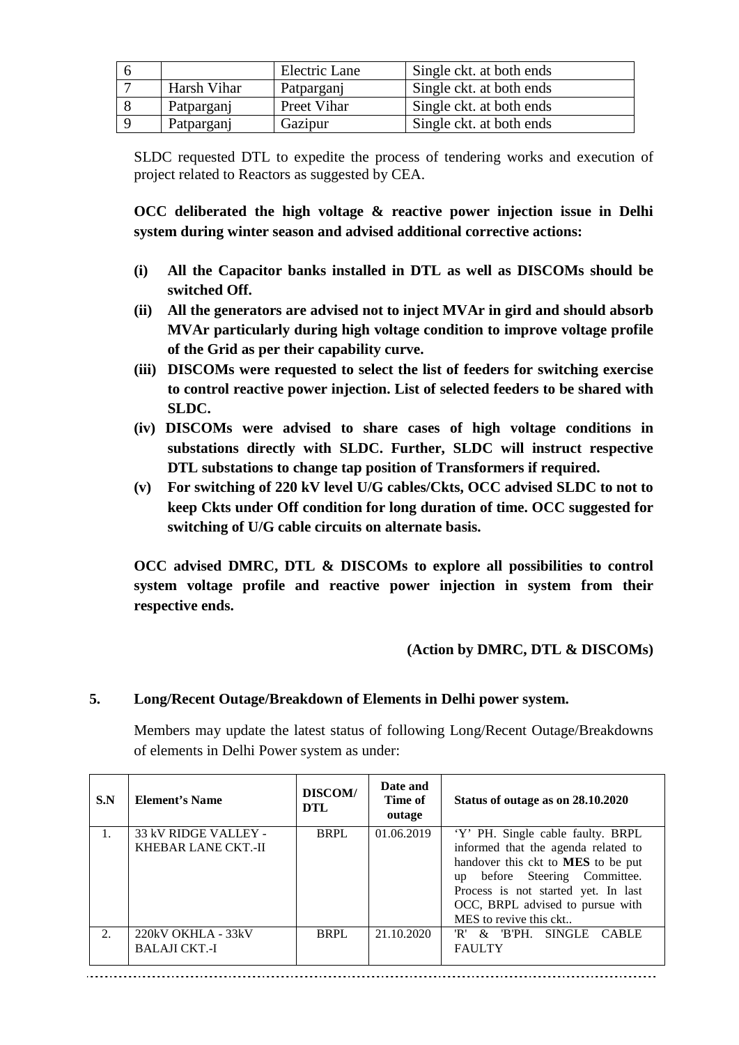| 6 | | Electric Lane | Single ckt. at both ends |
|---|---|---|---|
| 7 | Harsh Vihar | Patparganj | Single ckt. at both ends |
| 8 | Patparganj | Preet Vihar | Single ckt. at both ends |
| 9 | Patparganj | Gazipur | Single ckt. at both ends |

SLDC requested DTL to expedite the process of tendering works and execution of project related to Reactors as suggested by CEA.

**OCC deliberated the high voltage & reactive power injection issue in Delhi system during winter season and advised additional corrective actions:**

- **(i) All the Capacitor banks installed in DTL as well as DISCOMs should be switched Off.**
- **(ii) All the generators are advised not to inject MVAr in gird and should absorb MVAr particularly during high voltage condition to improve voltage profile of the Grid as per their capability curve.**
- **(iii) DISCOMs were requested to select the list of feeders for switching exercise to control reactive power injection. List of selected feeders to be shared with SLDC.**
- **(iv) DISCOMs were advised to share cases of high voltage conditions in substations directly with SLDC. Further, SLDC will instruct respective DTL substations to change tap position of Transformers if required.**
- **(v) For switching of 220 kV level U/G cables/Ckts, OCC advised SLDC to not to keep Ckts under Off condition for long duration of time. OCC suggested for switching of U/G cable circuits on alternate basis.**

**OCC advised DMRC, DTL & DISCOMs to explore all possibilities to control system voltage profile and reactive power injection in system from their respective ends.**

**(Action by DMRC, DTL & DISCOMs)**

## 5. Long/Recent Outage/Breakdown of Elements in Delhi power system.

Members may update the latest status of following Long/Recent Outage/Breakdowns of elements in Delhi Power system as under:

| S.N | Element's Name | DISCOM/ DTL | Date and Time of outage | Status of outage as on 28.10.2020 |
|---|---|---|---|---|
| 1. | 33 kV RIDGE VALLEY - KHEBAR LANE CKT.-II | BRPL | 01.06.2019 | 'Y' PH. Single cable faulty. BRPL informed that the agenda related to handover this ckt to **MES** to be put up before Steering Committee. Process is not started yet. In last OCC, BRPL advised to pursue with MES to revive this ckt.. |
| 2. | 220kV OKHLA - 33kV BALAJI CKT.-I | BRPL | 21.10.2020 | 'R' & 'B'PH. SINGLE CABLE FAULTY |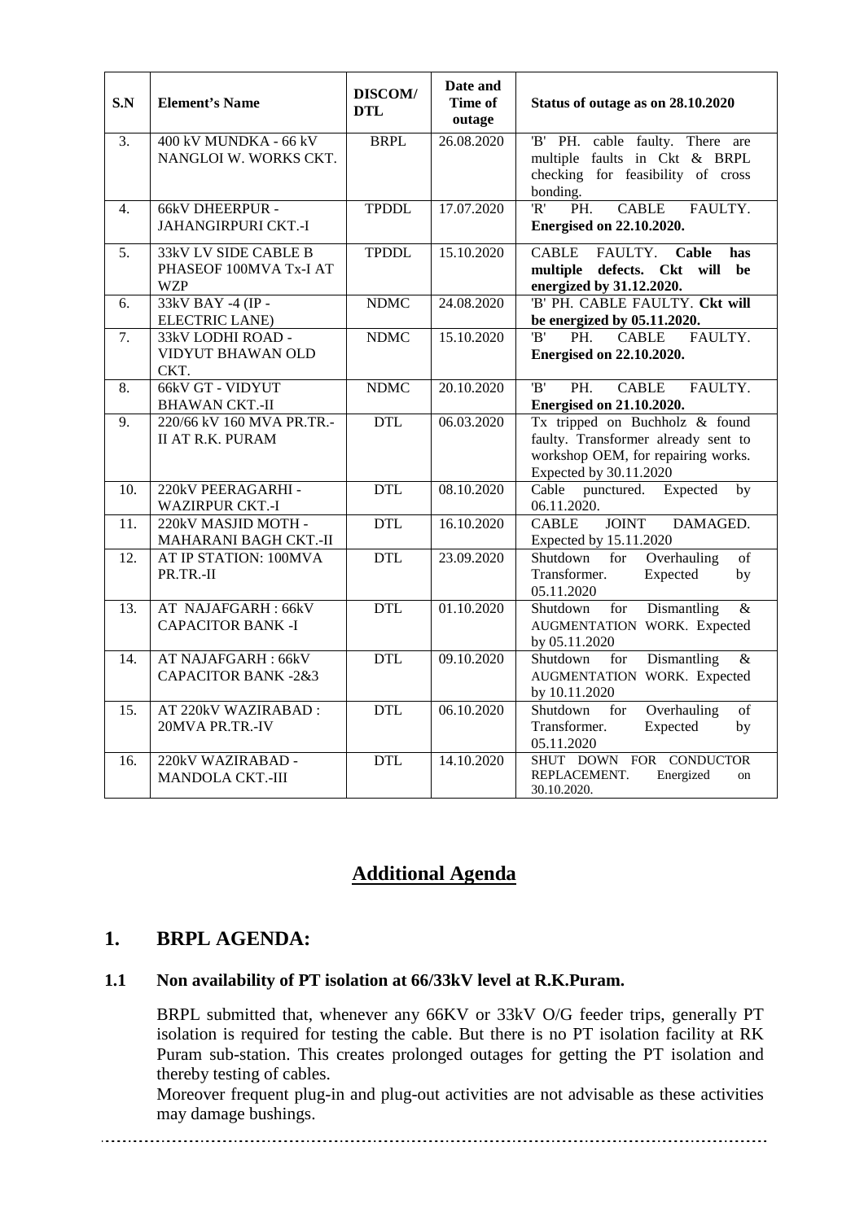| S.N | Element's Name | DISCOM/ DTL | Date and Time of outage | Status of outage as on 28.10.2020 |
|---|---|---|---|---|
| 3. | 400 kV MUNDKA - 66 kV NANGLOI W. WORKS CKT. | BRPL | 26.08.2020 | 'B' PH. cable faulty. There are multiple faults in Ckt & BRPL checking for feasibility of cross bonding. |
| 4. | 66kV DHEERPUR - JAHANGIRPURI CKT.-I | TPDDL | 17.07.2020 | 'R' PH. CABLE FAULTY. **Energised on 22.10.2020.** |
| 5. | 33kV LV SIDE CABLE B PHASEOF 100MVA Tx-I AT WZP | TPDDL | 15.10.2020 | CABLE FAULTY. **Cable has multiple defects. Ckt will be energized by 31.12.2020.** |
| 6. | 33kV BAY -4 (IP - ELECTRIC LANE) | NDMC | 24.08.2020 | 'B' PH. CABLE FAULTY. **Ckt will be energized by 05.11.2020.** |
| 7. | 33kV LODHI ROAD - VIDYUT BHAWAN OLD CKT. | NDMC | 15.10.2020 | 'B' PH. CABLE FAULTY. **Energised on 22.10.2020.** |
| 8. | 66kV GT - VIDYUT BHAWAN CKT.-II | NDMC | 20.10.2020 | 'B' PH. CABLE FAULTY. **Energised on 21.10.2020.** |
| 9. | 220/66 kV 160 MVA PR.TR.-II AT R.K. PURAM | DTL | 06.03.2020 | Tx tripped on Buchholz & found faulty. Transformer already sent to workshop OEM, for repairing works. Expected by 30.11.2020 |
| 10. | 220kV PEERAGARHI - WAZIRPUR CKT.-I | DTL | 08.10.2020 | Cable punctured. Expected by 06.11.2020. |
| 11. | 220kV MASJID MOTH - MAHARANI BAGH CKT.-II | DTL | 16.10.2020 | CABLE JOINT DAMAGED. Expected by 15.11.2020 |
| 12. | AT IP STATION: 100MVA PR.TR.-II | DTL | 23.09.2020 | Shutdown for Overhauling of Transformer. Expected by 05.11.2020 |
| 13. | AT NAJAFGARH : 66kV CAPACITOR BANK -I | DTL | 01.10.2020 | Shutdown for Dismantling & AUGMENTATION WORK. Expected by 05.11.2020 |
| 14. | AT NAJAFGARH : 66kV CAPACITOR BANK -2&3 | DTL | 09.10.2020 | Shutdown for Dismantling & AUGMENTATION WORK. Expected by 10.11.2020 |
| 15. | AT 220kV WAZIRABAD : 20MVA PR.TR.-IV | DTL | 06.10.2020 | Shutdown for Overhauling of Transformer. Expected by 05.11.2020 |
| 16. | 220kV WAZIRABAD - MANDOLA CKT.-III | DTL | 14.10.2020 | SHUT DOWN FOR CONDUCTOR REPLACEMENT. Energized on 30.10.2020. |

## <u>Additional Agenda</u>

## 1. BRPL AGENDA:

### 1.1 Non availability of PT isolation at 66/33kV level at R.K.Puram.

BRPL submitted that, whenever any 66KV or 33kV O/G feeder trips, generally PT isolation is required for testing the cable. But there is no PT isolation facility at RK Puram sub-station. This creates prolonged outages for getting the PT isolation and thereby testing of cables.

Moreover frequent plug-in and plug-out activities are not advisable as these activities may damage bushings.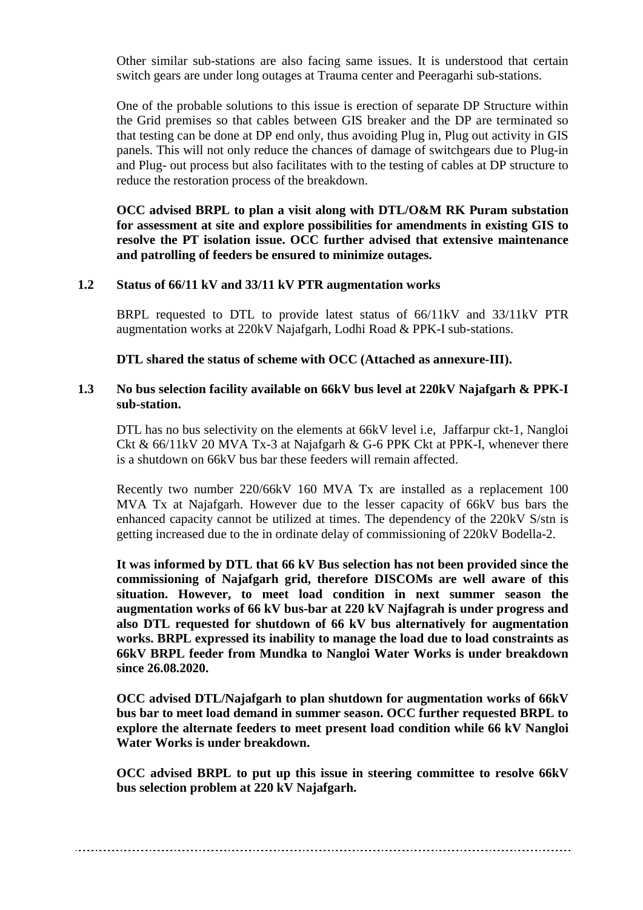Other similar sub-stations are also facing same issues. It is understood that certain switch gears are under long outages at Trauma center and Peeragarhi sub-stations.

One of the probable solutions to this issue is erection of separate DP Structure within the Grid premises so that cables between GIS breaker and the DP are terminated so that testing can be done at DP end only, thus avoiding Plug in, Plug out activity in GIS panels. This will not only reduce the chances of damage of switchgears due to Plug-in and Plug- out process but also facilitates with to the testing of cables at DP structure to reduce the restoration process of the breakdown.

**OCC advised BRPL to plan a visit along with DTL/O&M RK Puram substation for assessment at site and explore possibilities for amendments in existing GIS to resolve the PT isolation issue. OCC further advised that extensive maintenance and patrolling of feeders be ensured to minimize outages.**

### 1.2 Status of 66/11 kV and 33/11 kV PTR augmentation works

BRPL requested to DTL to provide latest status of 66/11kV and 33/11kV PTR augmentation works at 220kV Najafgarh, Lodhi Road & PPK-I sub-stations.

**DTL shared the status of scheme with OCC (Attached as annexure-III).**

### 1.3 No bus selection facility available on 66kV bus level at 220kV Najafgarh & PPK-I sub-station.

DTL has no bus selectivity on the elements at 66kV level i.e, Jaffarpur ckt-1, Nangloi Ckt & 66/11kV 20 MVA Tx-3 at Najafgarh & G-6 PPK Ckt at PPK-I, whenever there is a shutdown on 66kV bus bar these feeders will remain affected.

Recently two number 220/66kV 160 MVA Tx are installed as a replacement 100 MVA Tx at Najafgarh. However due to the lesser capacity of 66kV bus bars the enhanced capacity cannot be utilized at times. The dependency of the 220kV S/stn is getting increased due to the in ordinate delay of commissioning of 220kV Bodella-2.

**It was informed by DTL that 66 kV Bus selection has not been provided since the commissioning of Najafgarh grid, therefore DISCOMs are well aware of this situation. However, to meet load condition in next summer season the augmentation works of 66 kV bus-bar at 220 kV Najfagrah is under progress and also DTL requested for shutdown of 66 kV bus alternatively for augmentation works. BRPL expressed its inability to manage the load due to load constraints as 66kV BRPL feeder from Mundka to Nangloi Water Works is under breakdown since 26.08.2020.**

**OCC advised DTL/Najafgarh to plan shutdown for augmentation works of 66kV bus bar to meet load demand in summer season. OCC further requested BRPL to explore the alternate feeders to meet present load condition while 66 kV Nangloi Water Works is under breakdown.**

**OCC advised BRPL to put up this issue in steering committee to resolve 66kV bus selection problem at 220 kV Najafgarh.**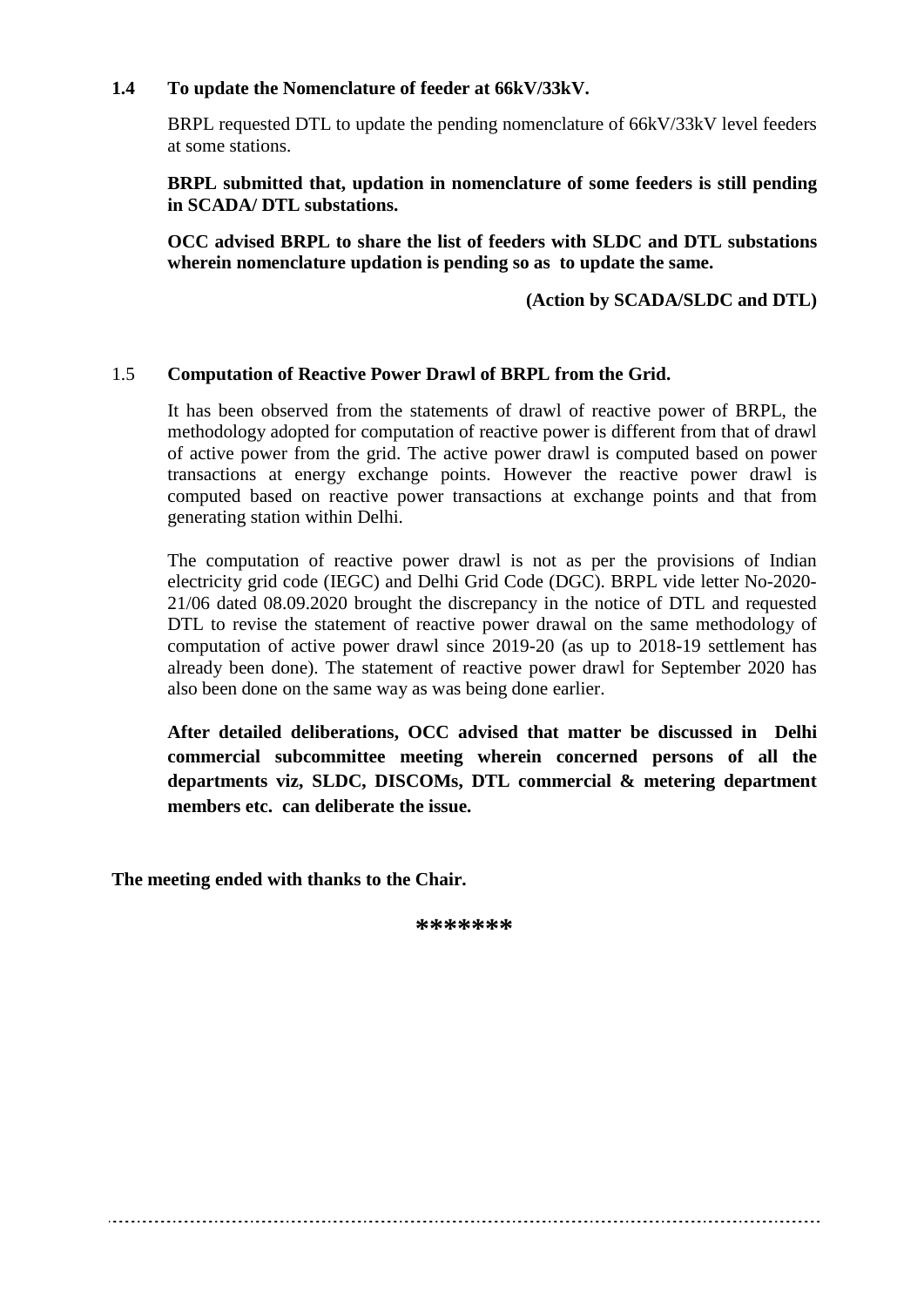**1.4 To update the Nomenclature of feeder at 66kV/33kV.**

BRPL requested DTL to update the pending nomenclature of 66kV/33kV level feeders at some stations.

**BRPL submitted that, updation in nomenclature of some feeders is still pending in SCADA/ DTL substations.**

**OCC advised BRPL to share the list of feeders with SLDC and DTL substations wherein nomenclature updation is pending so as to update the same.**

**(Action by SCADA/SLDC and DTL)**

1.5 **Computation of Reactive Power Drawl of BRPL from the Grid.**

It has been observed from the statements of drawl of reactive power of BRPL, the methodology adopted for computation of reactive power is different from that of drawl of active power from the grid. The active power drawl is computed based on power transactions at energy exchange points. However the reactive power drawl is computed based on reactive power transactions at exchange points and that from generating station within Delhi.

The computation of reactive power drawl is not as per the provisions of Indian electricity grid code (IEGC) and Delhi Grid Code (DGC). BRPL vide letter No-2020-21/06 dated 08.09.2020 brought the discrepancy in the notice of DTL and requested DTL to revise the statement of reactive power drawal on the same methodology of computation of active power drawl since 2019-20 (as up to 2018-19 settlement has already been done). The statement of reactive power drawl for September 2020 has also been done on the same way as was being done earlier.

**After detailed deliberations, OCC advised that matter be discussed in Delhi commercial subcommittee meeting wherein concerned persons of all the departments viz, SLDC, DISCOMs, DTL commercial & metering department members etc. can deliberate the issue.**

**The meeting ended with thanks to the Chair.**

*******